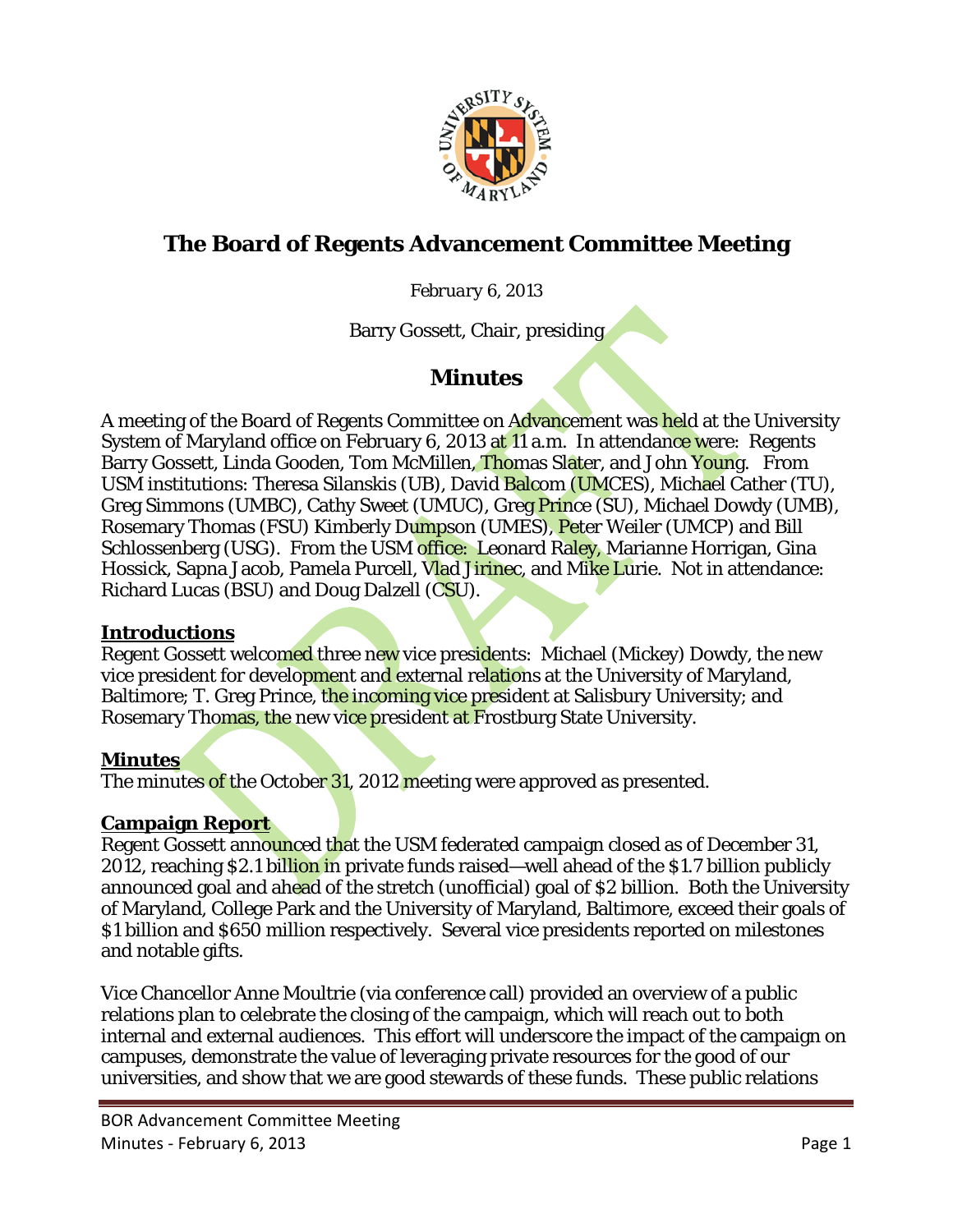# The Board of Regents Advancement Committee Meeting

*February 6, 2013*

Barry Gossett, Chair, presiding

## Minutes

A meeting of the Board of Regents Committee on Advancement was held at the University System of Maryland office on February 6, 2013 at 11 a.m. In attendance were: Regents Barry Gossett, Linda Gooden, Tom McMillen, Thomas Slater, and John Young. From USM institutions: Theresa Silanskis (UB), David Balcom (UMCES), Michael Cather (TU), Greg Simmons (UMBC), Cathy Sweet (UMUC), Greg Prince (SU), Michael Dowdy (UMB), Rosemary Thomas (FSU) Kimberly Dumpson (UMES), Peter Weiler (UMCP) and Bill Schlossenberg (USG). From the USM office: Leonard Raley, Marianne Horrigan, Gina Hossick, Sapna Jacob, Pamela Purcell, Vlad Jirinec, and Mike Lurie. Not in attendance: Richard Lucas (BSU) and Doug Dalzell (CSU).

### Introductions

Regent Gossett welcomed three new vice presidents: Michael (Mickey) Dowdy, the new vice president for development and external relations at the University of Maryland, Baltimore; T. Greg Prince, the incoming vice president at Salisbury University; and Rosemary Thomas, the new vice president at Frostburg State University.

### Minutes

The minutes of the October 31, 2012 meeting were approved as presented.

### Campaign Report

Regent Gossett announced that the USM federated campaign closed as of December 31, 2012, reaching $2.1 billion in private funds raised—well ahead of the $1.7 billion publicly announced goal and ahead of the stretch (unofficial) goal of $2 billion. Both the University of Maryland, College Park and the University of Maryland, Baltimore, exceed their goals of $1 billion and $650 million respectively. Several vice presidents reported on milestones and notable gifts.

Vice Chancellor Anne Moultrie (via conference call) provided an overview of a public relations plan to celebrate the closing of the campaign, which will reach out to both internal and external audiences. This effort will underscore the impact of the campaign on campuses, demonstrate the value of leveraging private resources for the good of our universities, and show that we are good stewards of these funds. These public relations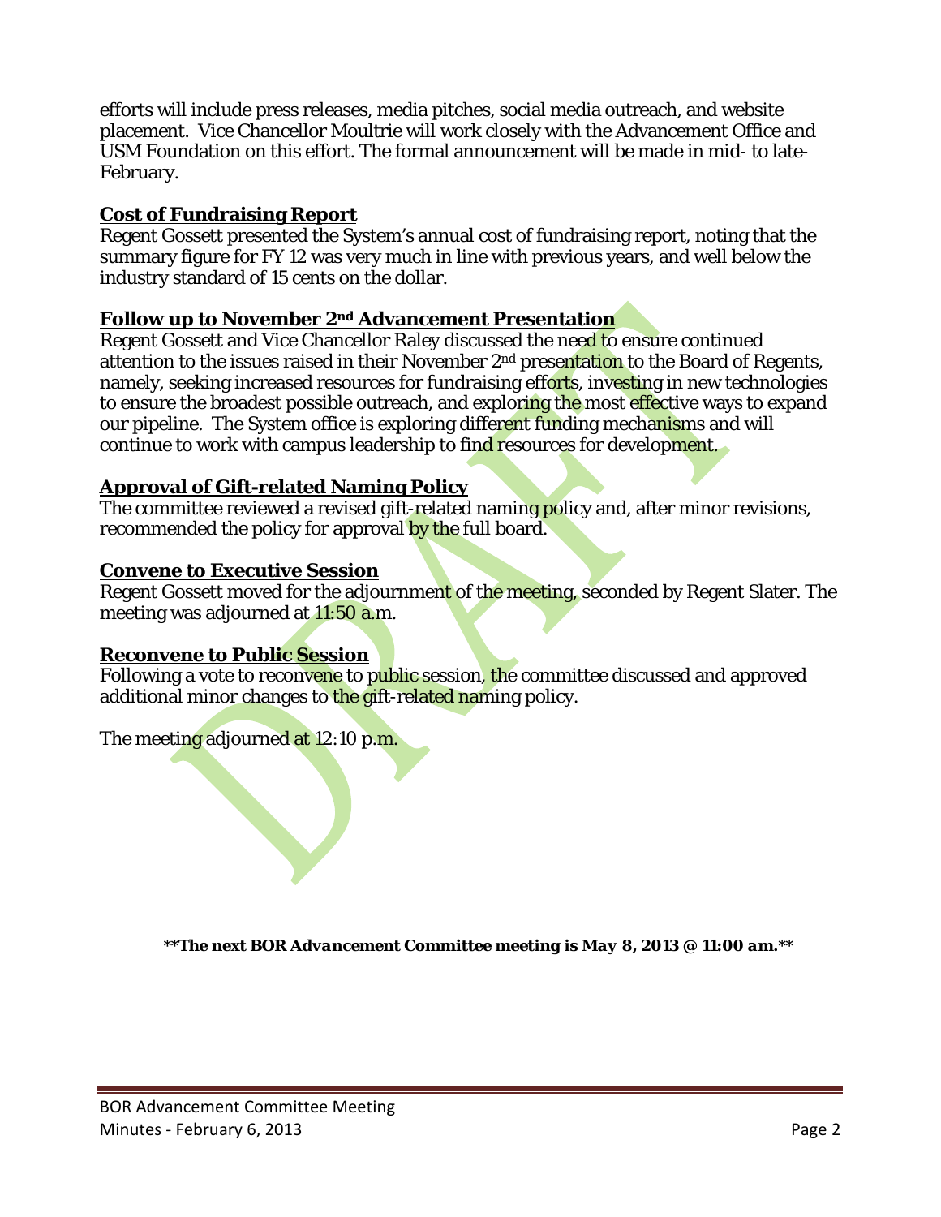efforts will include press releases, media pitches, social media outreach, and website placement. Vice Chancellor Moultrie will work closely with the Advancement Office and USM Foundation on this effort. The formal announcement will be made in mid- to late-February.

**Cost of Fundraising Report**

Regent Gossett presented the System's annual cost of fundraising report, noting that the summary figure for FY 12 was very much in line with previous years, and well below the industry standard of 15 cents on the dollar.

**Follow up to November 2nd Advancement Presentation**

Regent Gossett and Vice Chancellor Raley discussed the need to ensure continued attention to the issues raised in their November 2nd presentation to the Board of Regents, namely, seeking increased resources for fundraising efforts, investing in new technologies to ensure the broadest possible outreach, and exploring the most effective ways to expand our pipeline. The System office is exploring different funding mechanisms and will continue to work with campus leadership to find resources for development.

**Approval of Gift-related Naming Policy**

The committee reviewed a revised gift-related naming policy and, after minor revisions, recommended the policy for approval by the full board.

**Convene to Executive Session**

Regent Gossett moved for the adjournment of the meeting, seconded by Regent Slater. The meeting was adjourned at 11:50 a.m.

**Reconvene to Public Session**

Following a vote to reconvene to public session, the committee discussed and approved additional minor changes to the gift-related naming policy.

The meeting adjourned at 12:10 p.m.

***\*\*The next BOR Advancement Committee meeting is May 8, 2013 @ 11:00 am.\*\****

DRAFT